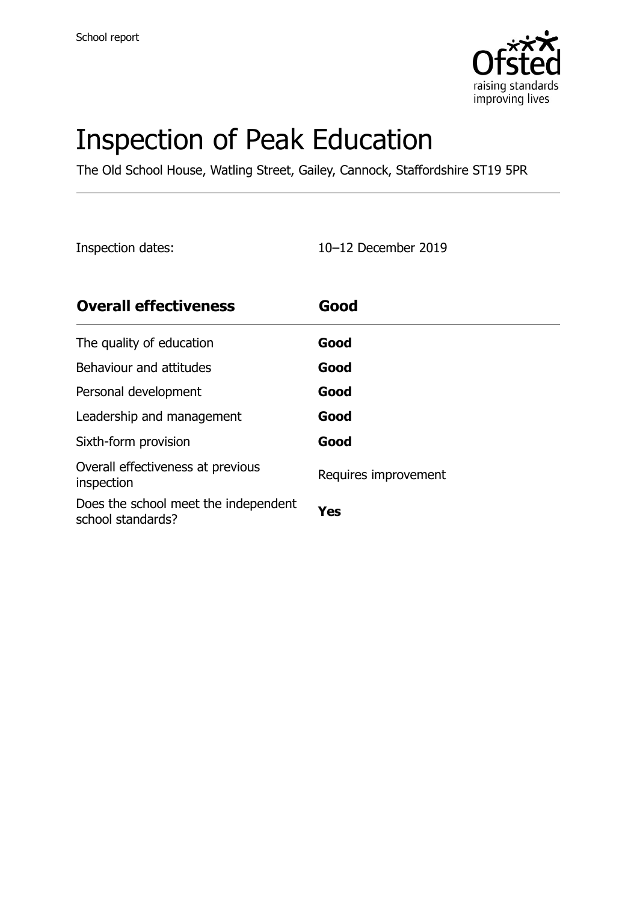School report

# Inspection of Peak Education

The Old School House, Watling Street, Gailey, Cannock, Staffordshire ST19 5PR

Inspection dates: 10–12 December 2019

| **Overall effectiveness** | **Good** |
| --- | --- |
| The quality of education | **Good** |
| Behaviour and attitudes | **Good** |
| Personal development | **Good** |
| Leadership and management | **Good** |
| Sixth-form provision | **Good** |
| Overall effectiveness at previous inspection | Requires improvement |
| Does the school meet the independent school standards? | **Yes** |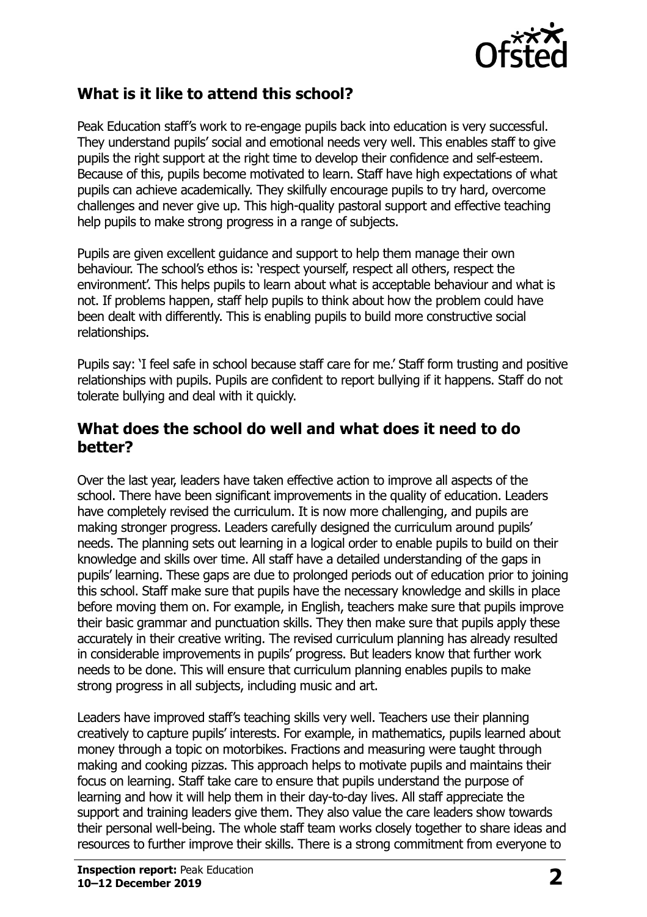## What is it like to attend this school?

Peak Education staff's work to re-engage pupils back into education is very successful. They understand pupils' social and emotional needs very well. This enables staff to give pupils the right support at the right time to develop their confidence and self-esteem. Because of this, pupils become motivated to learn. Staff have high expectations of what pupils can achieve academically. They skilfully encourage pupils to try hard, overcome challenges and never give up. This high-quality pastoral support and effective teaching help pupils to make strong progress in a range of subjects.

Pupils are given excellent guidance and support to help them manage their own behaviour. The school's ethos is: 'respect yourself, respect all others, respect the environment'. This helps pupils to learn about what is acceptable behaviour and what is not. If problems happen, staff help pupils to think about how the problem could have been dealt with differently. This is enabling pupils to build more constructive social relationships.

Pupils say: 'I feel safe in school because staff care for me.' Staff form trusting and positive relationships with pupils. Pupils are confident to report bullying if it happens. Staff do not tolerate bullying and deal with it quickly.

## What does the school do well and what does it need to do better?

Over the last year, leaders have taken effective action to improve all aspects of the school. There have been significant improvements in the quality of education. Leaders have completely revised the curriculum. It is now more challenging, and pupils are making stronger progress. Leaders carefully designed the curriculum around pupils' needs. The planning sets out learning in a logical order to enable pupils to build on their knowledge and skills over time. All staff have a detailed understanding of the gaps in pupils' learning. These gaps are due to prolonged periods out of education prior to joining this school. Staff make sure that pupils have the necessary knowledge and skills in place before moving them on. For example, in English, teachers make sure that pupils improve their basic grammar and punctuation skills. They then make sure that pupils apply these accurately in their creative writing. The revised curriculum planning has already resulted in considerable improvements in pupils' progress. But leaders know that further work needs to be done. This will ensure that curriculum planning enables pupils to make strong progress in all subjects, including music and art.

Leaders have improved staff's teaching skills very well. Teachers use their planning creatively to capture pupils' interests. For example, in mathematics, pupils learned about money through a topic on motorbikes. Fractions and measuring were taught through making and cooking pizzas. This approach helps to motivate pupils and maintains their focus on learning. Staff take care to ensure that pupils understand the purpose of learning and how it will help them in their day-to-day lives. All staff appreciate the support and training leaders give them. They also value the care leaders show towards their personal well-being. The whole staff team works closely together to share ideas and resources to further improve their skills. There is a strong commitment from everyone to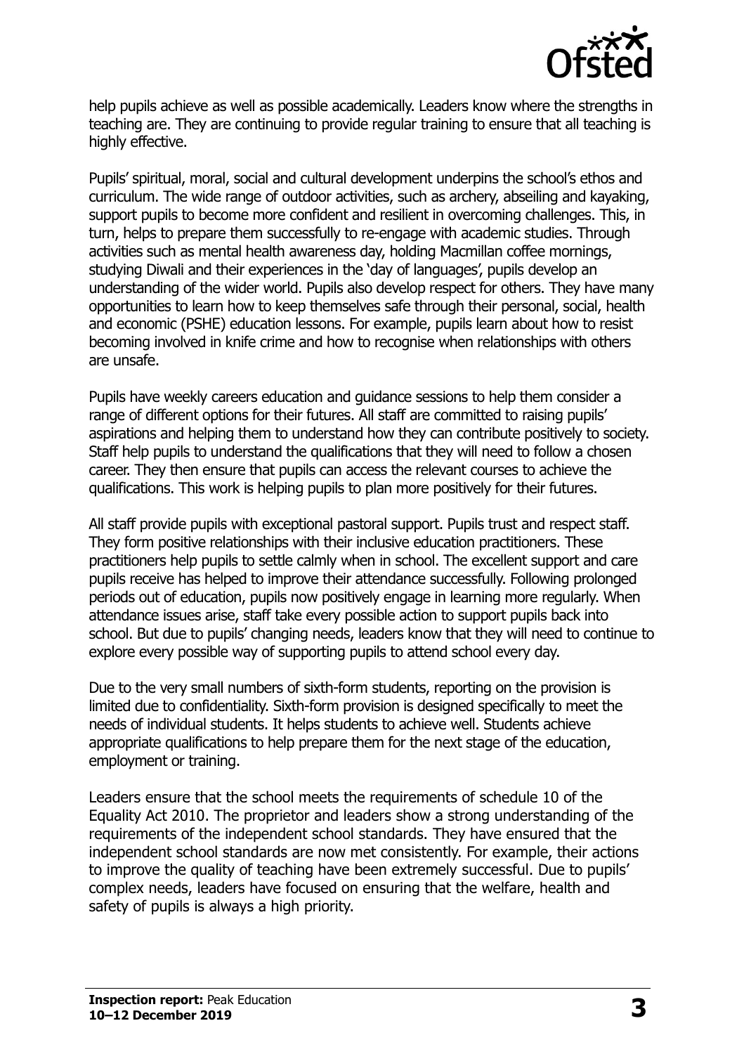help pupils achieve as well as possible academically. Leaders know where the strengths in teaching are. They are continuing to provide regular training to ensure that all teaching is highly effective.

Pupils' spiritual, moral, social and cultural development underpins the school's ethos and curriculum. The wide range of outdoor activities, such as archery, abseiling and kayaking, support pupils to become more confident and resilient in overcoming challenges. This, in turn, helps to prepare them successfully to re-engage with academic studies. Through activities such as mental health awareness day, holding Macmillan coffee mornings, studying Diwali and their experiences in the 'day of languages', pupils develop an understanding of the wider world. Pupils also develop respect for others. They have many opportunities to learn how to keep themselves safe through their personal, social, health and economic (PSHE) education lessons. For example, pupils learn about how to resist becoming involved in knife crime and how to recognise when relationships with others are unsafe.

Pupils have weekly careers education and guidance sessions to help them consider a range of different options for their futures. All staff are committed to raising pupils' aspirations and helping them to understand how they can contribute positively to society. Staff help pupils to understand the qualifications that they will need to follow a chosen career. They then ensure that pupils can access the relevant courses to achieve the qualifications. This work is helping pupils to plan more positively for their futures.

All staff provide pupils with exceptional pastoral support. Pupils trust and respect staff. They form positive relationships with their inclusive education practitioners. These practitioners help pupils to settle calmly when in school. The excellent support and care pupils receive has helped to improve their attendance successfully. Following prolonged periods out of education, pupils now positively engage in learning more regularly. When attendance issues arise, staff take every possible action to support pupils back into school. But due to pupils' changing needs, leaders know that they will need to continue to explore every possible way of supporting pupils to attend school every day.

Due to the very small numbers of sixth-form students, reporting on the provision is limited due to confidentiality. Sixth-form provision is designed specifically to meet the needs of individual students. It helps students to achieve well. Students achieve appropriate qualifications to help prepare them for the next stage of the education, employment or training.

Leaders ensure that the school meets the requirements of schedule 10 of the Equality Act 2010. The proprietor and leaders show a strong understanding of the requirements of the independent school standards. They have ensured that the independent school standards are now met consistently. For example, their actions to improve the quality of teaching have been extremely successful. Due to pupils' complex needs, leaders have focused on ensuring that the welfare, health and safety of pupils is always a high priority.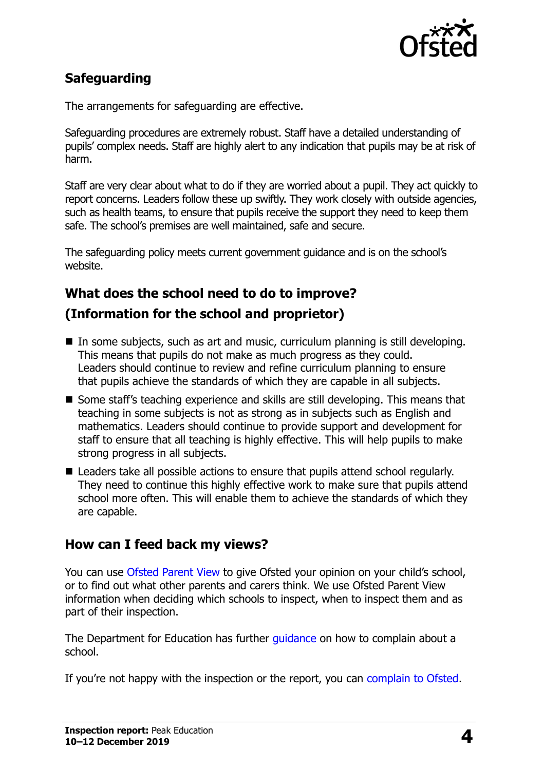## Safeguarding

The arrangements for safeguarding are effective.

Safeguarding procedures are extremely robust. Staff have a detailed understanding of pupils' complex needs. Staff are highly alert to any indication that pupils may be at risk of harm.

Staff are very clear about what to do if they are worried about a pupil. They act quickly to report concerns. Leaders follow these up swiftly. They work closely with outside agencies, such as health teams, to ensure that pupils receive the support they need to keep them safe. The school's premises are well maintained, safe and secure.

The safeguarding policy meets current government guidance and is on the school's website.

## What does the school need to do to improve? (Information for the school and proprietor)

- In some subjects, such as art and music, curriculum planning is still developing. This means that pupils do not make as much progress as they could. Leaders should continue to review and refine curriculum planning to ensure that pupils achieve the standards of which they are capable in all subjects.
- Some staff's teaching experience and skills are still developing. This means that teaching in some subjects is not as strong as in subjects such as English and mathematics. Leaders should continue to provide support and development for staff to ensure that all teaching is highly effective. This will help pupils to make strong progress in all subjects.
- Leaders take all possible actions to ensure that pupils attend school regularly. They need to continue this highly effective work to make sure that pupils attend school more often. This will enable them to achieve the standards of which they are capable.

## How can I feed back my views?

You can use Ofsted Parent View to give Ofsted your opinion on your child's school, or to find out what other parents and carers think. We use Ofsted Parent View information when deciding which schools to inspect, when to inspect them and as part of their inspection.

The Department for Education has further guidance on how to complain about a school.

If you're not happy with the inspection or the report, you can complain to Ofsted.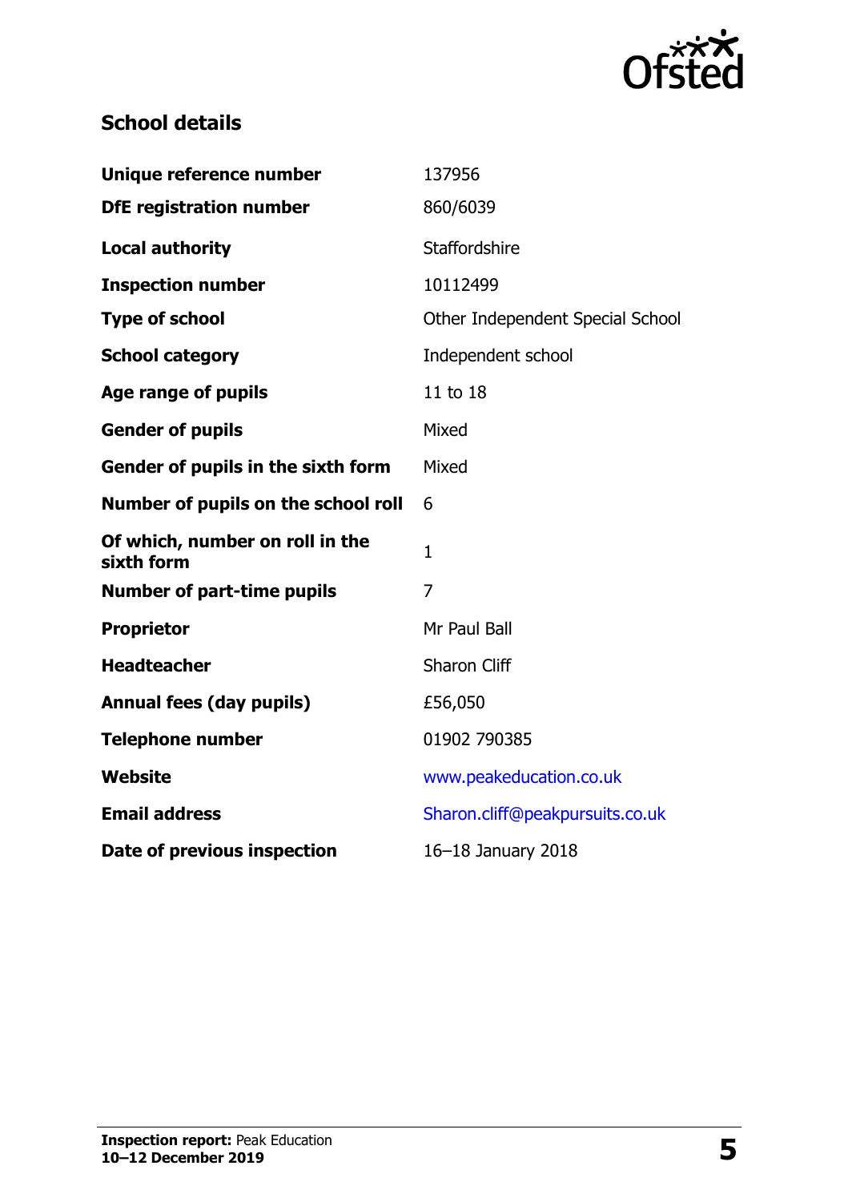## School details

| | |
|---|---|
| **Unique reference number** | 137956 |
| **DfE registration number** | 860/6039 |
| **Local authority** | Staffordshire |
| **Inspection number** | 10112499 |
| **Type of school** | Other Independent Special School |
| **School category** | Independent school |
| **Age range of pupils** | 11 to 18 |
| **Gender of pupils** | Mixed |
| **Gender of pupils in the sixth form** | Mixed |
| **Number of pupils on the school roll** | 6 |
| **Of which, number on roll in the sixth form** | 1 |
| **Number of part-time pupils** | 7 |
| **Proprietor** | Mr Paul Ball |
| **Headteacher** | Sharon Cliff |
| **Annual fees (day pupils)** | £56,050 |
| **Telephone number** | 01902 790385 |
| **Website** | www.peakeducation.co.uk |
| **Email address** | Sharon.cliff@peakpursuits.co.uk |
| **Date of previous inspection** | 16–18 January 2018 |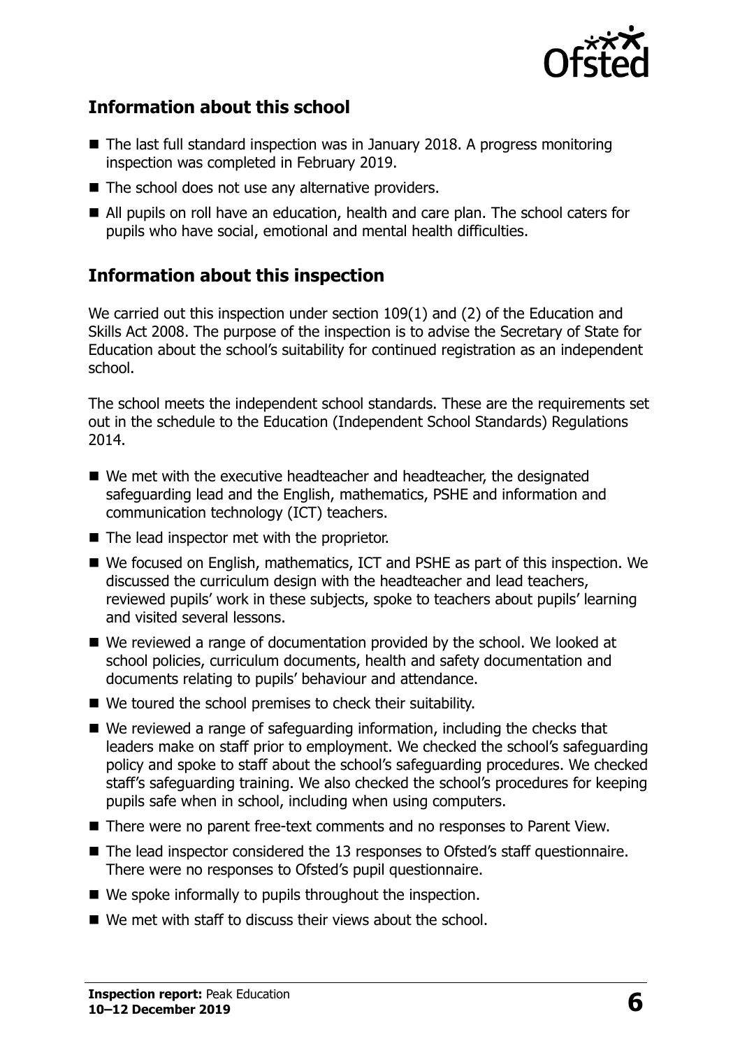## Information about this school

- The last full standard inspection was in January 2018. A progress monitoring inspection was completed in February 2019.
- The school does not use any alternative providers.
- All pupils on roll have an education, health and care plan. The school caters for pupils who have social, emotional and mental health difficulties.

## Information about this inspection

We carried out this inspection under section 109(1) and (2) of the Education and Skills Act 2008. The purpose of the inspection is to advise the Secretary of State for Education about the school's suitability for continued registration as an independent school.

The school meets the independent school standards. These are the requirements set out in the schedule to the Education (Independent School Standards) Regulations 2014.

- We met with the executive headteacher and headteacher, the designated safeguarding lead and the English, mathematics, PSHE and information and communication technology (ICT) teachers.
- The lead inspector met with the proprietor.
- We focused on English, mathematics, ICT and PSHE as part of this inspection. We discussed the curriculum design with the headteacher and lead teachers, reviewed pupils' work in these subjects, spoke to teachers about pupils' learning and visited several lessons.
- We reviewed a range of documentation provided by the school. We looked at school policies, curriculum documents, health and safety documentation and documents relating to pupils' behaviour and attendance.
- We toured the school premises to check their suitability.
- We reviewed a range of safeguarding information, including the checks that leaders make on staff prior to employment. We checked the school's safeguarding policy and spoke to staff about the school's safeguarding procedures. We checked staff's safeguarding training. We also checked the school's procedures for keeping pupils safe when in school, including when using computers.
- There were no parent free-text comments and no responses to Parent View.
- The lead inspector considered the 13 responses to Ofsted's staff questionnaire. There were no responses to Ofsted's pupil questionnaire.
- We spoke informally to pupils throughout the inspection.
- We met with staff to discuss their views about the school.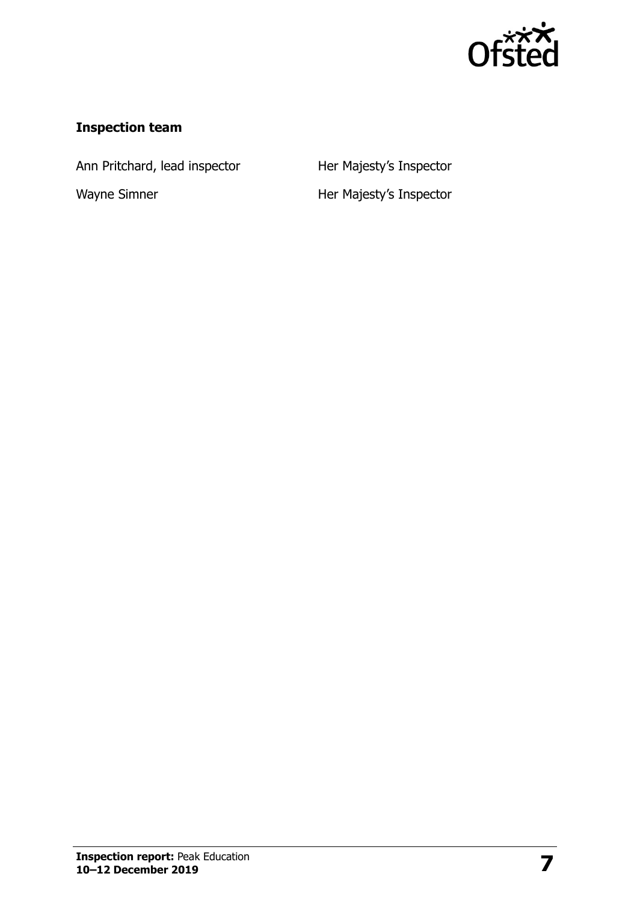**Inspection team**

| | |
|---|---|
| Ann Pritchard, lead inspector | Her Majesty's Inspector |
| Wayne Simner | Her Majesty's Inspector |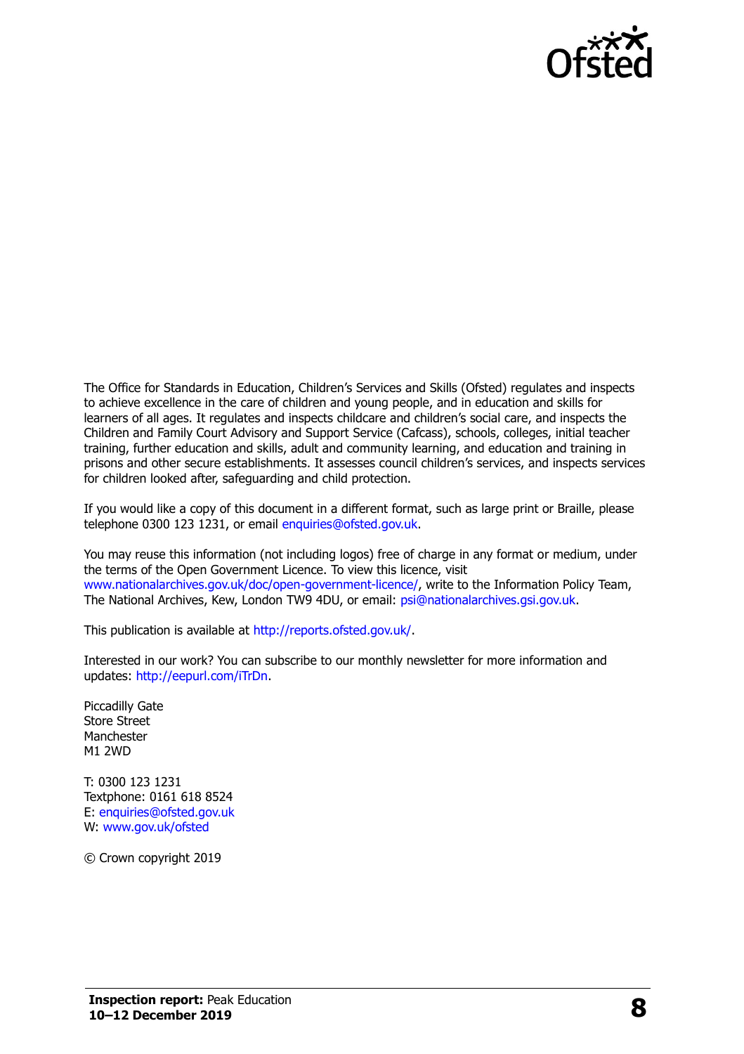The Office for Standards in Education, Children's Services and Skills (Ofsted) regulates and inspects to achieve excellence in the care of children and young people, and in education and skills for learners of all ages. It regulates and inspects childcare and children's social care, and inspects the Children and Family Court Advisory and Support Service (Cafcass), schools, colleges, initial teacher training, further education and skills, adult and community learning, and education and training in prisons and other secure establishments. It assesses council children's services, and inspects services for children looked after, safeguarding and child protection.

If you would like a copy of this document in a different format, such as large print or Braille, please telephone 0300 123 1231, or email enquiries@ofsted.gov.uk.

You may reuse this information (not including logos) free of charge in any format or medium, under the terms of the Open Government Licence. To view this licence, visit www.nationalarchives.gov.uk/doc/open-government-licence/, write to the Information Policy Team, The National Archives, Kew, London TW9 4DU, or email: psi@nationalarchives.gsi.gov.uk.

This publication is available at http://reports.ofsted.gov.uk/.

Interested in our work? You can subscribe to our monthly newsletter for more information and updates: http://eepurl.com/iTrDn.

Piccadilly Gate
Store Street
Manchester
M1 2WD

T: 0300 123 1231
Textphone: 0161 618 8524
E: enquiries@ofsted.gov.uk
W: www.gov.uk/ofsted

© Crown copyright 2019